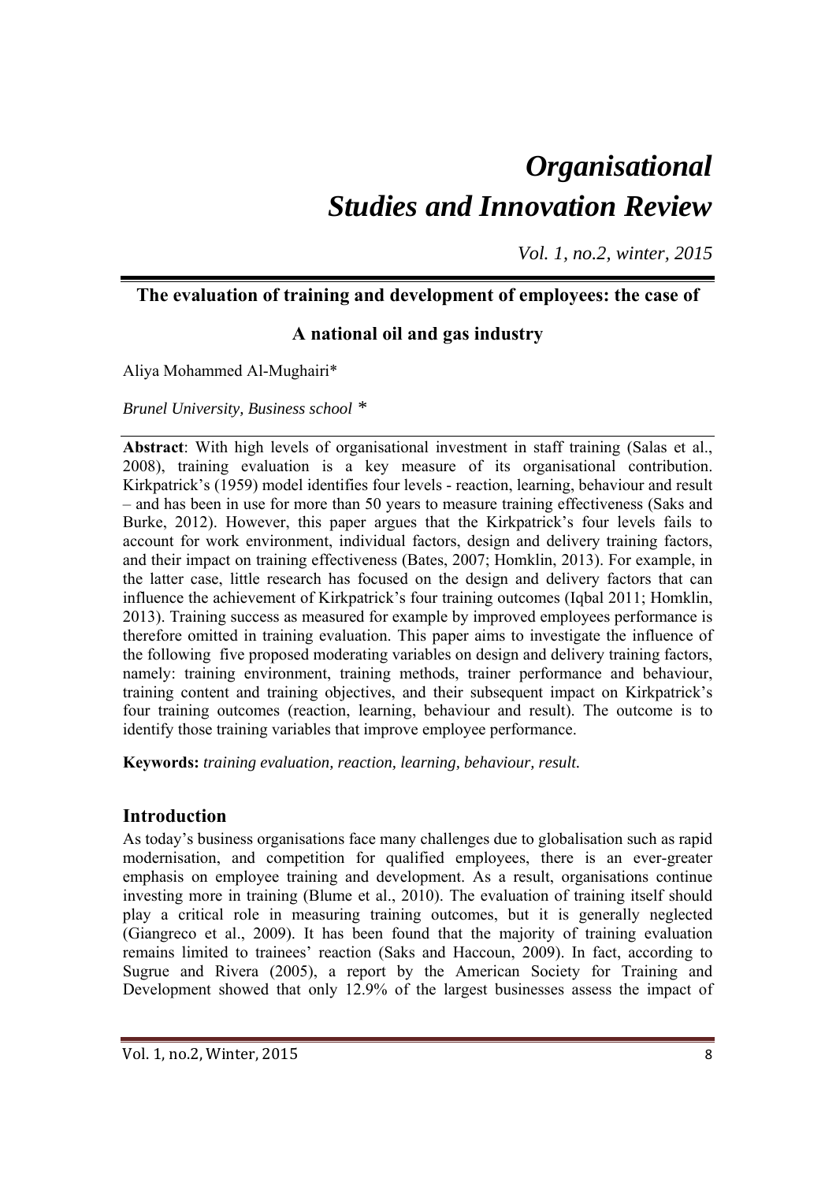# *Organisational Studies and Innovation Review*

*Vol. 1, no.2, winter, 2015*

## The evaluation of training and development of employees: the case of A national oil and gas industry

Aliya Mohammed Al-Mughairi*

*Brunel University, Business school* *

**Abstract**: With high levels of organisational investment in staff training (Salas et al., 2008), training evaluation is a key measure of its organisational contribution. Kirkpatrick's (1959) model identifies four levels - reaction, learning, behaviour and result – and has been in use for more than 50 years to measure training effectiveness (Saks and Burke, 2012). However, this paper argues that the Kirkpatrick's four levels fails to account for work environment, individual factors, design and delivery training factors, and their impact on training effectiveness (Bates, 2007; Homklin, 2013). For example, in the latter case, little research has focused on the design and delivery factors that can influence the achievement of Kirkpatrick's four training outcomes (Iqbal 2011; Homklin, 2013). Training success as measured for example by improved employees performance is therefore omitted in training evaluation. This paper aims to investigate the influence of the following five proposed moderating variables on design and delivery training factors, namely: training environment, training methods, trainer performance and behaviour, training content and training objectives, and their subsequent impact on Kirkpatrick's four training outcomes (reaction, learning, behaviour and result). The outcome is to identify those training variables that improve employee performance.

**Keywords:** *training evaluation, reaction, learning, behaviour, result.*

## Introduction

As today's business organisations face many challenges due to globalisation such as rapid modernisation, and competition for qualified employees, there is an ever-greater emphasis on employee training and development. As a result, organisations continue investing more in training (Blume et al., 2010). The evaluation of training itself should play a critical role in measuring training outcomes, but it is generally neglected (Giangreco et al., 2009). It has been found that the majority of training evaluation remains limited to trainees' reaction (Saks and Haccoun, 2009). In fact, according to Sugrue and Rivera (2005), a report by the American Society for Training and Development showed that only 12.9% of the largest businesses assess the impact of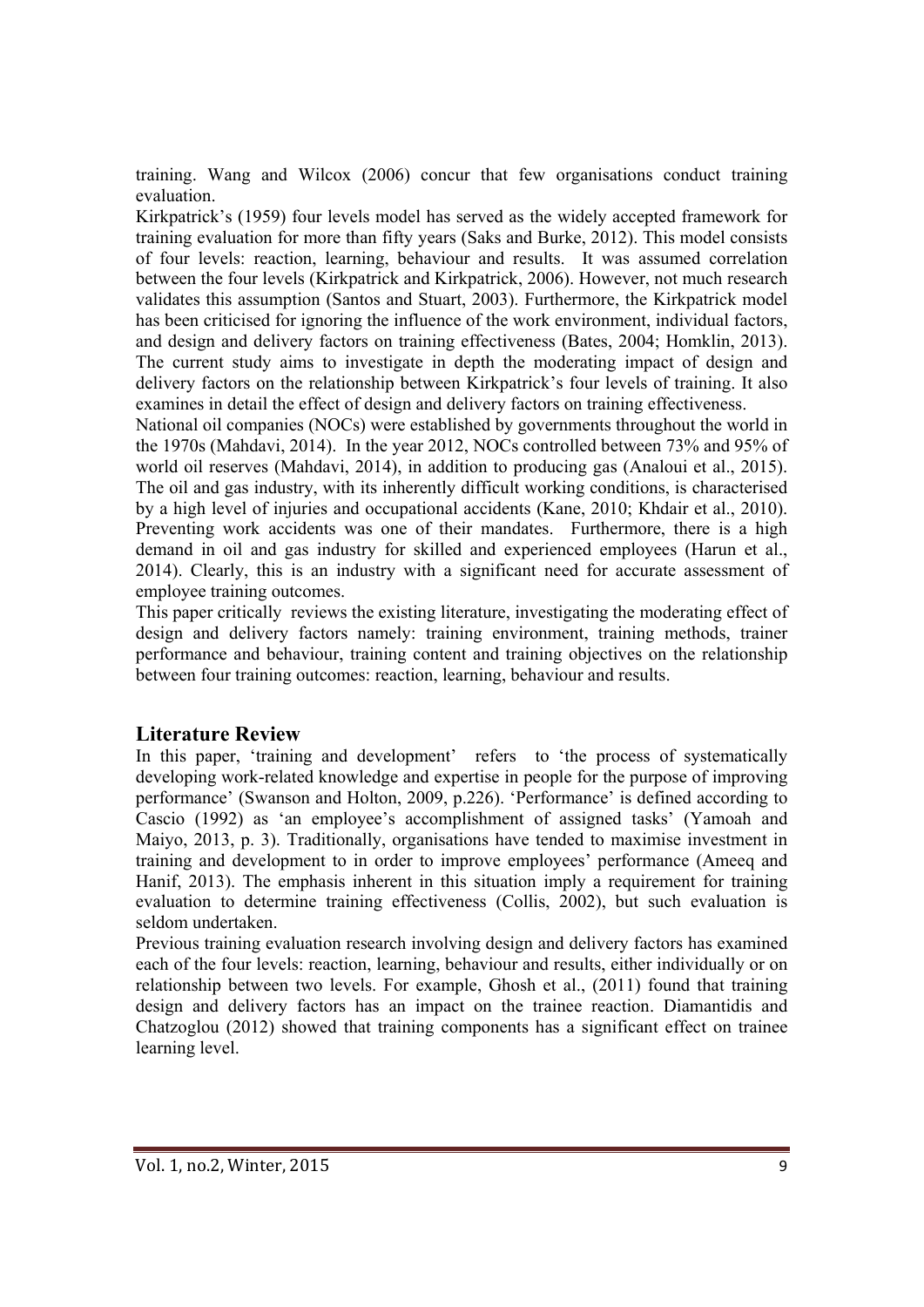training. Wang and Wilcox (2006) concur that few organisations conduct training evaluation.

Kirkpatrick's (1959) four levels model has served as the widely accepted framework for training evaluation for more than fifty years (Saks and Burke, 2012). This model consists of four levels: reaction, learning, behaviour and results. It was assumed correlation between the four levels (Kirkpatrick and Kirkpatrick, 2006). However, not much research validates this assumption (Santos and Stuart, 2003). Furthermore, the Kirkpatrick model has been criticised for ignoring the influence of the work environment, individual factors, and design and delivery factors on training effectiveness (Bates, 2004; Homklin, 2013). The current study aims to investigate in depth the moderating impact of design and delivery factors on the relationship between Kirkpatrick's four levels of training. It also examines in detail the effect of design and delivery factors on training effectiveness.

National oil companies (NOCs) were established by governments throughout the world in the 1970s (Mahdavi, 2014). In the year 2012, NOCs controlled between 73% and 95% of world oil reserves (Mahdavi, 2014), in addition to producing gas (Analoui et al., 2015). The oil and gas industry, with its inherently difficult working conditions, is characterised by a high level of injuries and occupational accidents (Kane, 2010; Khdair et al., 2010). Preventing work accidents was one of their mandates. Furthermore, there is a high demand in oil and gas industry for skilled and experienced employees (Harun et al., 2014). Clearly, this is an industry with a significant need for accurate assessment of employee training outcomes.

This paper critically reviews the existing literature, investigating the moderating effect of design and delivery factors namely: training environment, training methods, trainer performance and behaviour, training content and training objectives on the relationship between four training outcomes: reaction, learning, behaviour and results.

## Literature Review

In this paper, 'training and development' refers to 'the process of systematically developing work-related knowledge and expertise in people for the purpose of improving performance' (Swanson and Holton, 2009, p.226). 'Performance' is defined according to Cascio (1992) as 'an employee's accomplishment of assigned tasks' (Yamoah and Maiyo, 2013, p. 3). Traditionally, organisations have tended to maximise investment in training and development to in order to improve employees' performance (Ameeq and Hanif, 2013). The emphasis inherent in this situation imply a requirement for training evaluation to determine training effectiveness (Collis, 2002), but such evaluation is seldom undertaken.

Previous training evaluation research involving design and delivery factors has examined each of the four levels: reaction, learning, behaviour and results, either individually or on relationship between two levels. For example, Ghosh et al., (2011) found that training design and delivery factors has an impact on the trainee reaction. Diamantidis and Chatzoglou (2012) showed that training components has a significant effect on trainee learning level.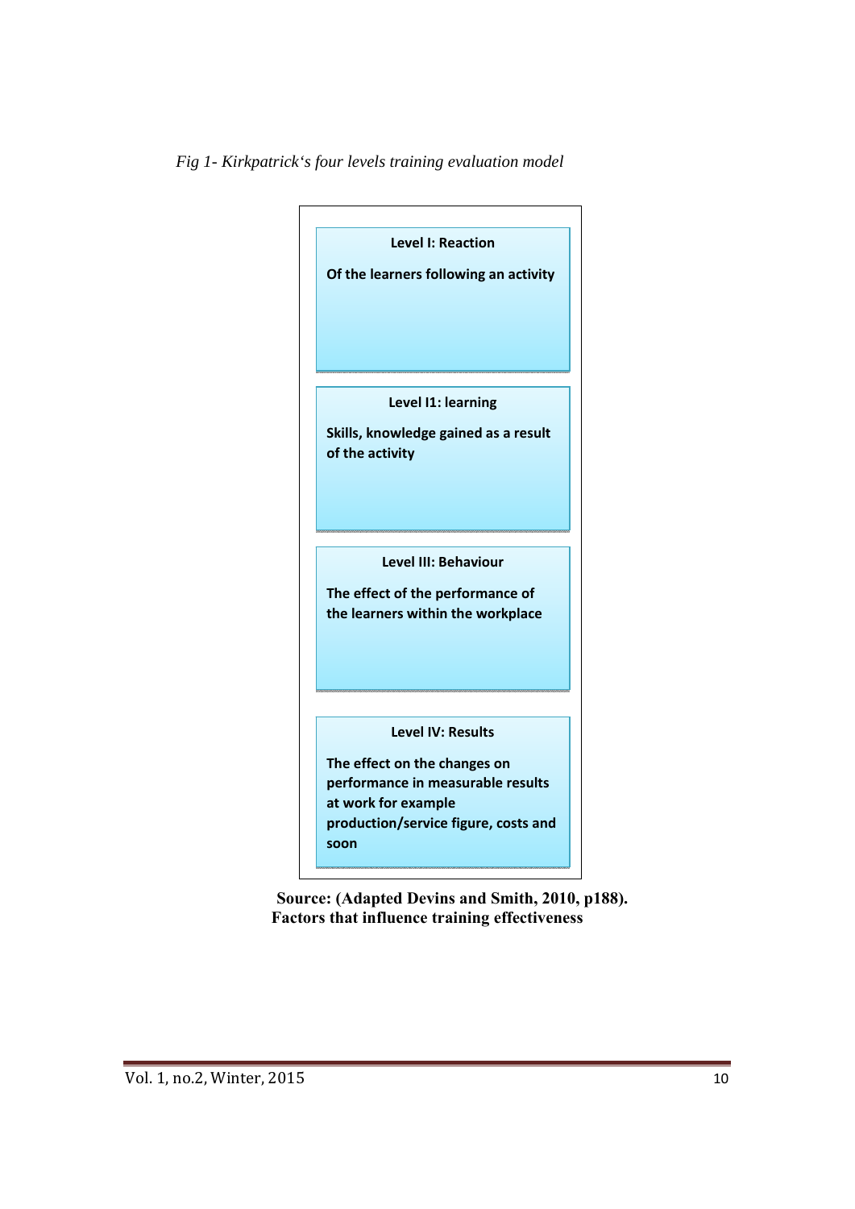*Fig 1- Kirkpatrick's four levels training evaluation model*

**Level I: Reaction**

**Of the learners following an activity**

**Level I1: learning**

**Skills, knowledge gained as a result of the activity**

**Level III: Behaviour**

**The effect of the performance of the learners within the workplace**

**Level IV: Results**

**The effect on the changes on performance in measurable results at work for example production/service figure, costs and soon**

**Source: (Adapted Devins and Smith, 2010, p188).**

**Factors that influence training effectiveness**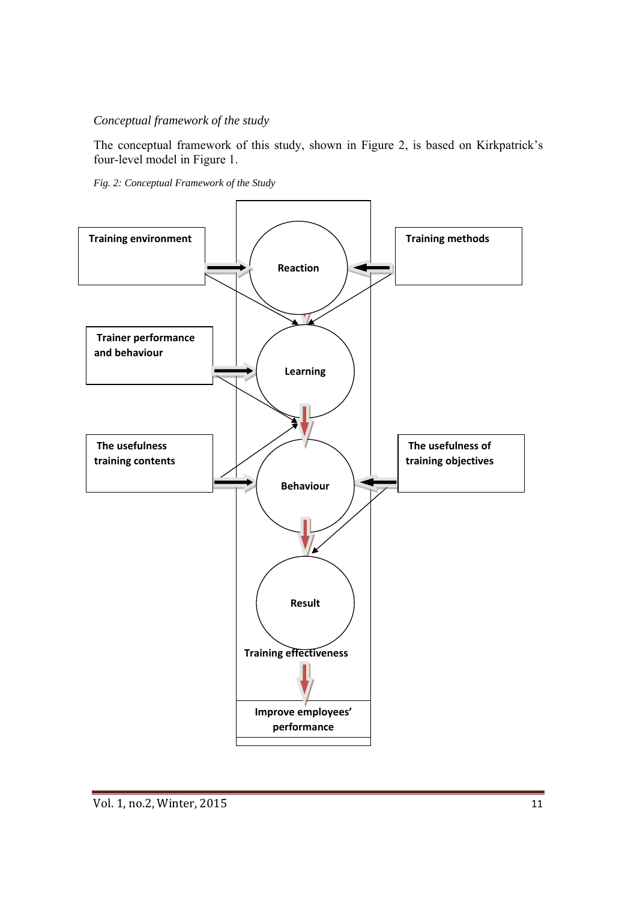*Conceptual framework of the study*

The conceptual framework of this study, shown in Figure 2, is based on Kirkpatrick's four-level model in Figure 1.

*Fig. 2: Conceptual Framework of the Study*

**Training environment**

**Training methods**

**Reaction**

**Trainer performance and behaviour**

**Learning**

**The usefulness training contents**

**Behaviour**

**The usefulness of training objectives**

**Result**

**Training effectiveness**

**Improve employees' performance**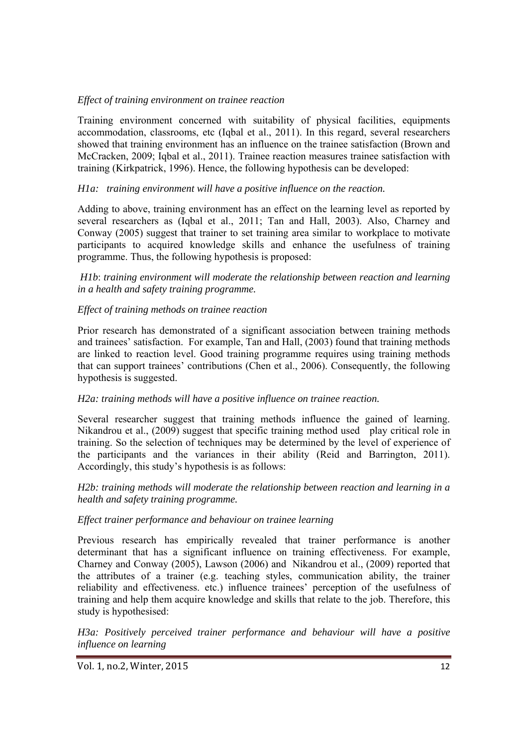*Effect of training environment on trainee reaction*

Training environment concerned with suitability of physical facilities, equipments accommodation, classrooms, etc (Iqbal et al., 2011). In this regard, several researchers showed that training environment has an influence on the trainee satisfaction (Brown and McCracken, 2009; Iqbal et al., 2011). Trainee reaction measures trainee satisfaction with training (Kirkpatrick, 1996). Hence, the following hypothesis can be developed:

*H1a: training environment will have a positive influence on the reaction.*

Adding to above, training environment has an effect on the learning level as reported by several researchers as (Iqbal et al., 2011; Tan and Hall, 2003). Also, Charney and Conway (2005) suggest that trainer to set training area similar to workplace to motivate participants to acquired knowledge skills and enhance the usefulness of training programme. Thus, the following hypothesis is proposed:

*H1b*: *training environment will moderate the relationship between reaction and learning in a health and safety training programme.*

*Effect of training methods on trainee reaction*

Prior research has demonstrated of a significant association between training methods and trainees' satisfaction. For example, Tan and Hall, (2003) found that training methods are linked to reaction level. Good training programme requires using training methods that can support trainees' contributions (Chen et al., 2006). Consequently, the following hypothesis is suggested.

*H2a: training methods will have a positive influence on trainee reaction.*

Several researcher suggest that training methods influence the gained of learning. Nikandrou et al., (2009) suggest that specific training method used play critical role in training. So the selection of techniques may be determined by the level of experience of the participants and the variances in their ability (Reid and Barrington, 2011). Accordingly, this study's hypothesis is as follows:

*H2b: training methods will moderate the relationship between reaction and learning in a health and safety training programme.*

*Effect trainer performance and behaviour on trainee learning*

Previous research has empirically revealed that trainer performance is another determinant that has a significant influence on training effectiveness. For example, Charney and Conway (2005), Lawson (2006) and Nikandrou et al., (2009) reported that the attributes of a trainer (e.g. teaching styles, communication ability, the trainer reliability and effectiveness. etc.) influence trainees' perception of the usefulness of training and help them acquire knowledge and skills that relate to the job. Therefore, this study is hypothesised:

*H3a: Positively perceived trainer performance and behaviour will have a positive influence on learning*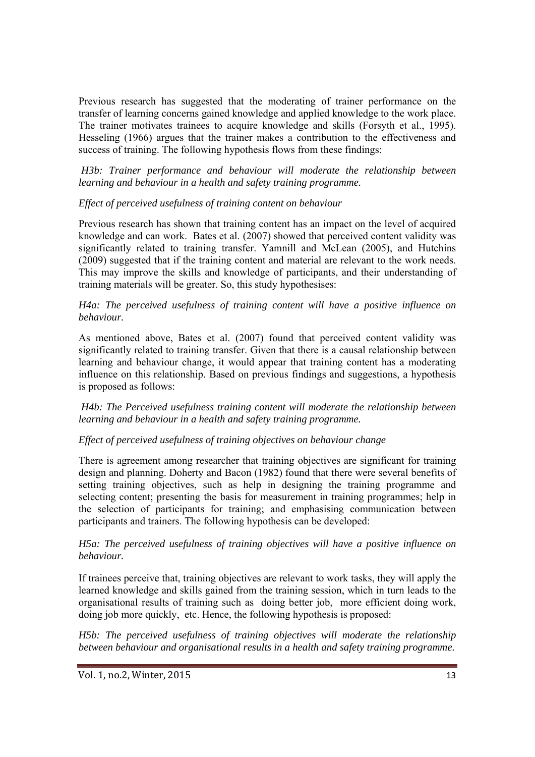Previous research has suggested that the moderating of trainer performance on the transfer of learning concerns gained knowledge and applied knowledge to the work place. The trainer motivates trainees to acquire knowledge and skills (Forsyth et al., 1995). Hesseling (1966) argues that the trainer makes a contribution to the effectiveness and success of training. The following hypothesis flows from these findings:

*H3b: Trainer performance and behaviour will moderate the relationship between learning and behaviour in a health and safety training programme.*

*Effect of perceived usefulness of training content on behaviour*

Previous research has shown that training content has an impact on the level of acquired knowledge and can work. Bates et al. (2007) showed that perceived content validity was significantly related to training transfer. Yamnill and McLean (2005), and Hutchins (2009) suggested that if the training content and material are relevant to the work needs. This may improve the skills and knowledge of participants, and their understanding of training materials will be greater. So, this study hypothesises:

*H4a: The perceived usefulness of training content will have a positive influence on behaviour.*

As mentioned above, Bates et al. (2007) found that perceived content validity was significantly related to training transfer. Given that there is a causal relationship between learning and behaviour change, it would appear that training content has a moderating influence on this relationship. Based on previous findings and suggestions, a hypothesis is proposed as follows:

*H4b: The Perceived usefulness training content will moderate the relationship between learning and behaviour in a health and safety training programme.*

*Effect of perceived usefulness of training objectives on behaviour change*

There is agreement among researcher that training objectives are significant for training design and planning. Doherty and Bacon (1982) found that there were several benefits of setting training objectives, such as help in designing the training programme and selecting content; presenting the basis for measurement in training programmes; help in the selection of participants for training; and emphasising communication between participants and trainers. The following hypothesis can be developed:

*H5a: The perceived usefulness of training objectives will have a positive influence on behaviour.*

If trainees perceive that, training objectives are relevant to work tasks, they will apply the learned knowledge and skills gained from the training session, which in turn leads to the organisational results of training such as doing better job, more efficient doing work, doing job more quickly, etc. Hence, the following hypothesis is proposed:

*H5b: The perceived usefulness of training objectives will moderate the relationship between behaviour and organisational results in a health and safety training programme.*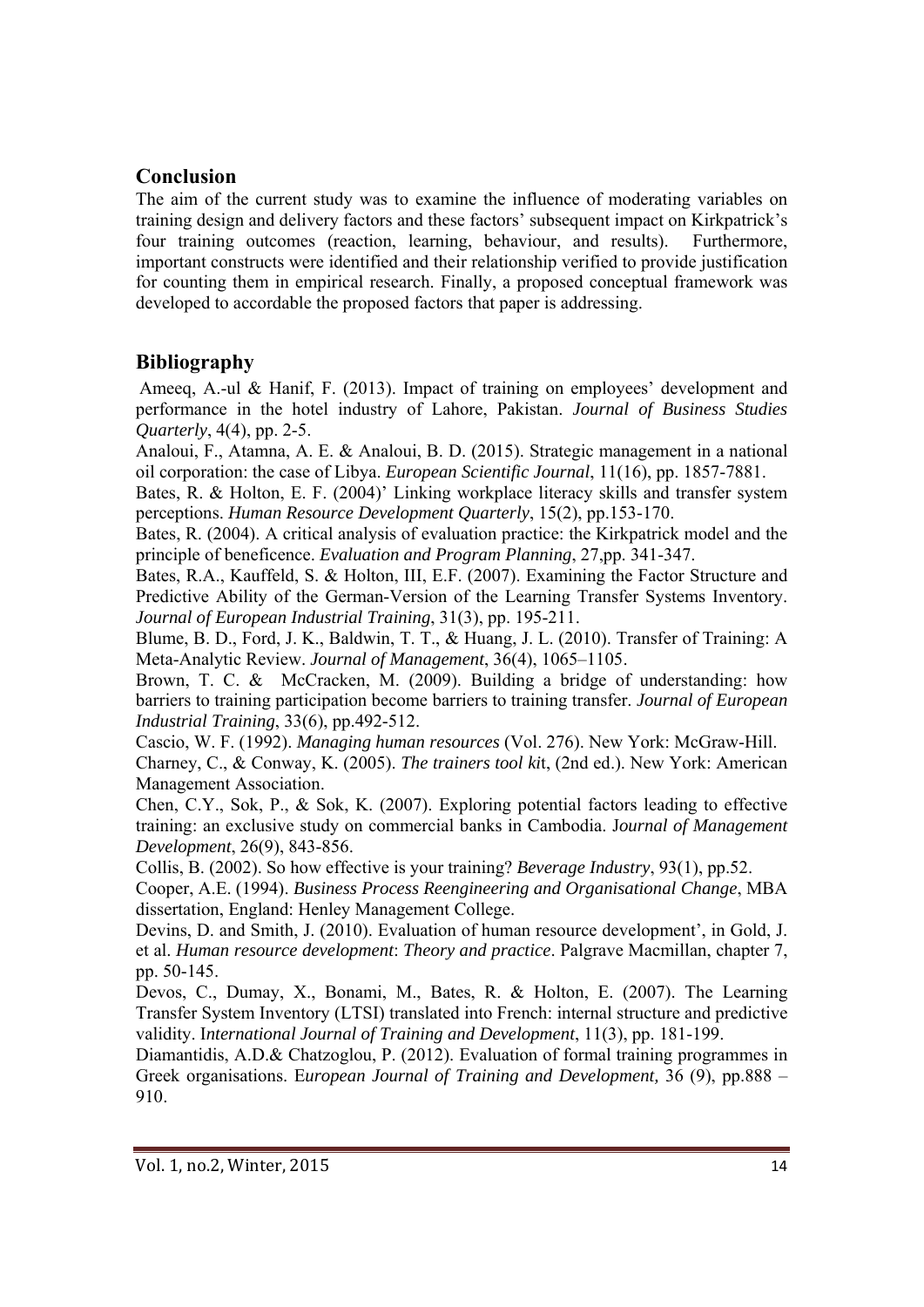## Conclusion

The aim of the current study was to examine the influence of moderating variables on training design and delivery factors and these factors' subsequent impact on Kirkpatrick's four training outcomes (reaction, learning, behaviour, and results). Furthermore, important constructs were identified and their relationship verified to provide justification for counting them in empirical research. Finally, a proposed conceptual framework was developed to accordable the proposed factors that paper is addressing.

## Bibliography

Ameeq, A.-ul & Hanif, F. (2013). Impact of training on employees' development and performance in the hotel industry of Lahore, Pakistan. *Journal of Business Studies Quarterly*, 4(4), pp. 2-5.

Analoui, F., Atamna, A. E. & Analoui, B. D. (2015). Strategic management in a national oil corporation: the case of Libya. *European Scientific Journal*, 11(16), pp. 1857-7881.

Bates, R. & Holton, E. F. (2004)' Linking workplace literacy skills and transfer system perceptions. *Human Resource Development Quarterly*, 15(2), pp.153-170.

Bates, R. (2004). A critical analysis of evaluation practice: the Kirkpatrick model and the principle of beneficence. *Evaluation and Program Planning*, 27,pp. 341-347.

Bates, R.A., Kauffeld, S. & Holton, III, E.F. (2007). Examining the Factor Structure and Predictive Ability of the German-Version of the Learning Transfer Systems Inventory. *Journal of European Industrial Training*, 31(3), pp. 195-211.

Blume, B. D., Ford, J. K., Baldwin, T. T., & Huang, J. L. (2010). Transfer of Training: A Meta-Analytic Review. *Journal of Management*, 36(4), 1065–1105.

Brown, T. C. & McCracken, M. (2009). Building a bridge of understanding: how barriers to training participation become barriers to training transfer. *Journal of European Industrial Training*, 33(6), pp.492-512.

Cascio, W. F. (1992). *Managing human resources* (Vol. 276). New York: McGraw-Hill.

Charney, C., & Conway, K. (2005). *The trainers tool ki*t, (2nd ed.). New York: American Management Association.

Chen, C.Y., Sok, P., & Sok, K. (2007). Exploring potential factors leading to effective training: an exclusive study on commercial banks in Cambodia. J*ournal of Management Development*, 26(9), 843-856.

Collis, B. (2002). So how effective is your training? *Beverage Industry*, 93(1), pp.52.

Cooper, A.E. (1994). *Business Process Reengineering and Organisational Change*, MBA dissertation, England: Henley Management College.

Devins, D. and Smith, J. (2010). Evaluation of human resource development', in Gold, J. et al. *Human resource development*: *Theory and practice*. Palgrave Macmillan, chapter 7, pp. 50-145.

Devos, C., Dumay, X., Bonami, M., Bates, R. & Holton, E. (2007). The Learning Transfer System Inventory (LTSI) translated into French: internal structure and predictive validity. I*nternational Journal of Training and Development*, 11(3), pp. 181-199.

Diamantidis, A.D.& Chatzoglou, P. (2012). Evaluation of formal training programmes in Greek organisations. E*uropean Journal of Training and Development,* 36 (9), pp.888 – 910.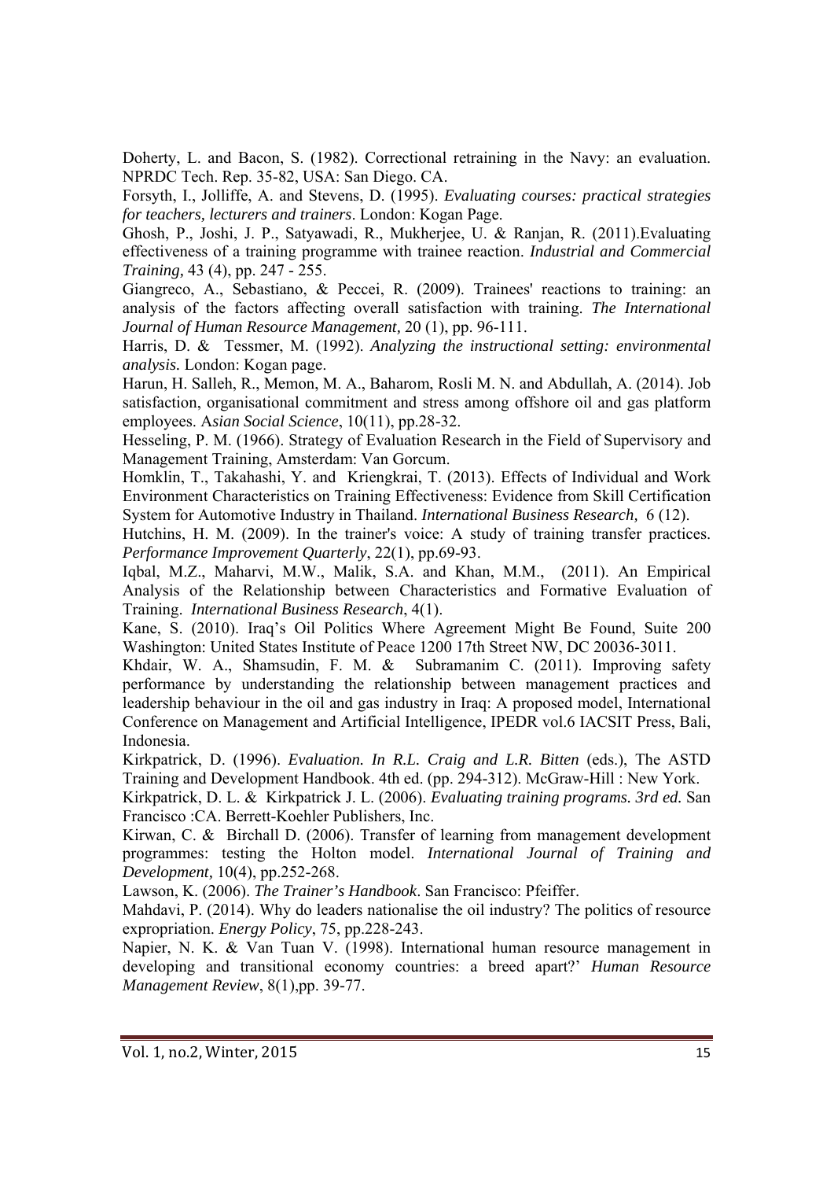Doherty, L. and Bacon, S. (1982). Correctional retraining in the Navy: an evaluation. NPRDC Tech. Rep. 35-82, USA: San Diego. CA.

Forsyth, I., Jolliffe, A. and Stevens, D. (1995). *Evaluating courses: practical strategies for teachers, lecturers and trainers*. London: Kogan Page.

Ghosh, P., Joshi, J. P., Satyawadi, R., Mukherjee, U. & Ranjan, R. (2011).Evaluating effectiveness of a training programme with trainee reaction. *Industrial and Commercial Training,* 43 (4), pp. 247 - 255.

Giangreco, A., Sebastiano, & Peccei, R. (2009). Trainees' reactions to training: an analysis of the factors affecting overall satisfaction with training. *The International Journal of Human Resource Management,* 20 (1), pp. 96-111.

Harris, D. & Tessmer, M. (1992). *Analyzing the instructional setting: environmental analysis.* London: Kogan page.

Harun, H. Salleh, R., Memon, M. A., Baharom, Rosli M. N. and Abdullah, A. (2014). Job satisfaction, organisational commitment and stress among offshore oil and gas platform employees. A*sian Social Science*, 10(11), pp.28-32.

Hesseling, P. M. (1966). Strategy of Evaluation Research in the Field of Supervisory and Management Training, Amsterdam: Van Gorcum.

Homklin, T., Takahashi, Y. and Kriengkrai, T. (2013). Effects of Individual and Work Environment Characteristics on Training Effectiveness: Evidence from Skill Certification System for Automotive Industry in Thailand. *International Business Research,* 6 (12).

Hutchins, H. M. (2009). In the trainer's voice: A study of training transfer practices. *Performance Improvement Quarterly*, 22(1), pp.69-93.

Iqbal, M.Z., Maharvi, M.W., Malik, S.A. and Khan, M.M., (2011). An Empirical Analysis of the Relationship between Characteristics and Formative Evaluation of Training. *International Business Research*, 4(1).

Kane, S. (2010). Iraq's Oil Politics Where Agreement Might Be Found, Suite 200 Washington: United States Institute of Peace 1200 17th Street NW, DC 20036-3011.

Khdair, W. A., Shamsudin, F. M. & Subramanim C. (2011). Improving safety performance by understanding the relationship between management practices and leadership behaviour in the oil and gas industry in Iraq: A proposed model, International Conference on Management and Artificial Intelligence, IPEDR vol.6 IACSIT Press, Bali, Indonesia.

Kirkpatrick, D. (1996). *Evaluation. In R.L. Craig and L.R. Bitten* (eds.), The ASTD Training and Development Handbook. 4th ed. (pp. 294-312). McGraw-Hill : New York.

Kirkpatrick, D. L. & Kirkpatrick J. L. (2006). *Evaluating training programs. 3rd ed.* San Francisco :CA. Berrett-Koehler Publishers, Inc.

Kirwan, C. & Birchall D. (2006). Transfer of learning from management development programmes: testing the Holton model. *International Journal of Training and Development,* 10(4), pp.252-268.

Lawson, K. (2006). *The Trainer's Handbook*. San Francisco: Pfeiffer.

Mahdavi, P. (2014). Why do leaders nationalise the oil industry? The politics of resource expropriation. *Energy Policy*, 75, pp.228-243.

Napier, N. K. & Van Tuan V. (1998). International human resource management in developing and transitional economy countries: a breed apart?' *Human Resource Management Review*, 8(1),pp. 39-77.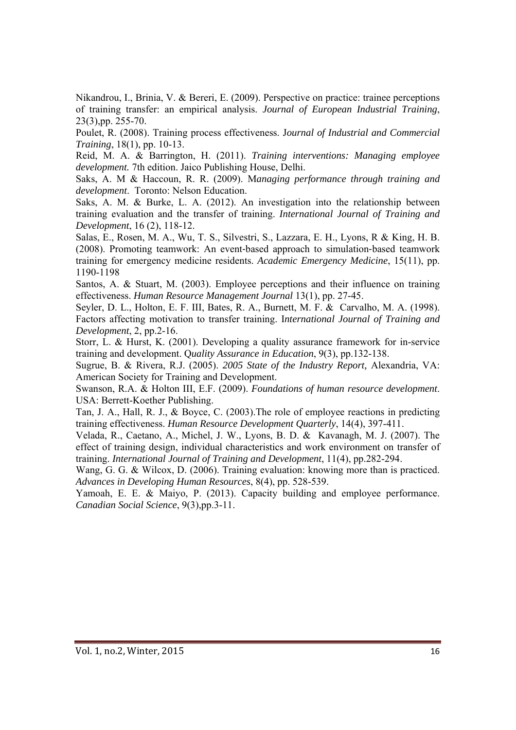Nikandrou, I., Brinia, V. & Bereri, E. (2009). Perspective on practice: trainee perceptions of training transfer: an empirical analysis. *Journal of European Industrial Training*, 23(3),pp. 255-70.

Poulet, R. (2008). Training process effectiveness. J*ournal of Industrial and Commercial Training*, 18(1), pp. 10-13.

Reid, M. A. & Barrington, H. (2011). *Training interventions: Managing employee development.* 7th edition. Jaico Publishing House, Delhi.

Saks, A. M & Haccoun, R. R. (2009). M*anaging performance through training and development*. Toronto: Nelson Education.

Saks, A. M. & Burke, L. A. (2012). An investigation into the relationship between training evaluation and the transfer of training. *International Journal of Training and Development*, 16 (2), 118-12.

Salas, E., Rosen, M. A., Wu, T. S., Silvestri, S., Lazzara, E. H., Lyons, R & King, H. B. (2008). Promoting teamwork: An event-based approach to simulation-based teamwork training for emergency medicine residents. *Academic Emergency Medicine*, 15(11), pp. 1190-1198

Santos, A. & Stuart, M. (2003). Employee perceptions and their influence on training effectiveness. *Human Resource Management Journal* 13(1), pp. 27-45.

Seyler, D. L., Holton, E. F. III, Bates, R. A., Burnett, M. F. & Carvalho, M. A. (1998). Factors affecting motivation to transfer training. I*nternational Journal of Training and Development*, 2, pp.2-16.

Storr, L. & Hurst, K. (2001). Developing a quality assurance framework for in-service training and development. Q*uality Assurance in Education*, 9(3), pp.132-138.

Sugrue, B. & Rivera, R.J. (2005). *2005 State of the Industry Report,* Alexandria, VA: American Society for Training and Development.

Swanson, R.A. & Holton III, E.F. (2009). *Foundations of human resource development*. USA: Berrett-Koether Publishing.

Tan, J. A., Hall, R. J., & Boyce, C. (2003).The role of employee reactions in predicting training effectiveness. *Human Resource Development Quarterly*, 14(4), 397-411.

Velada, R., Caetano, A., Michel, J. W., Lyons, B. D. & Kavanagh, M. J. (2007). The effect of training design, individual characteristics and work environment on transfer of training. *International Journal of Training and Development*, 11(4), pp.282-294.

Wang, G. G. & Wilcox, D. (2006). Training evaluation: knowing more than is practiced. *Advances in Developing Human Resources*, 8(4), pp. 528-539.

Yamoah, E. E. & Maiyo, P. (2013). Capacity building and employee performance. *Canadian Social Science*, 9(3),pp.3-11.